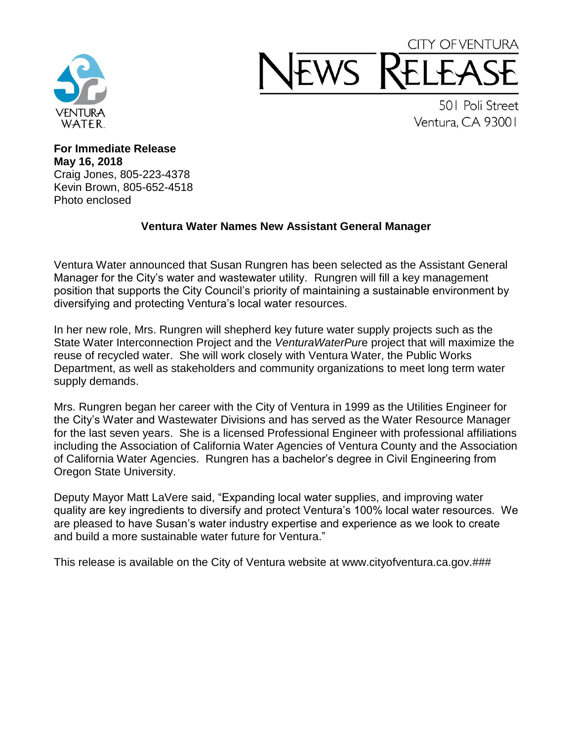VENTURA WATER

# CITY OF VENTURA NEWS RELEASE

501 Poli Street
Ventura, CA 93001

**For Immediate Release**
**May 16, 2018**
Craig Jones, 805-223-4378
Kevin Brown, 805-652-4518
Photo enclosed

## Ventura Water Names New Assistant General Manager

Ventura Water announced that Susan Rungren has been selected as the Assistant General Manager for the City's water and wastewater utility. Rungren will fill a key management position that supports the City Council's priority of maintaining a sustainable environment by diversifying and protecting Ventura's local water resources.

In her new role, Mrs. Rungren will shepherd key future water supply projects such as the State Water Interconnection Project and the *VenturaWaterPur*e project that will maximize the reuse of recycled water. She will work closely with Ventura Water, the Public Works Department, as well as stakeholders and community organizations to meet long term water supply demands.

Mrs. Rungren began her career with the City of Ventura in 1999 as the Utilities Engineer for the City's Water and Wastewater Divisions and has served as the Water Resource Manager for the last seven years. She is a licensed Professional Engineer with professional affiliations including the Association of California Water Agencies of Ventura County and the Association of California Water Agencies. Rungren has a bachelor's degree in Civil Engineering from Oregon State University.

Deputy Mayor Matt LaVere said, "Expanding local water supplies, and improving water quality are key ingredients to diversify and protect Ventura's 100% local water resources. We are pleased to have Susan's water industry expertise and experience as we look to create and build a more sustainable water future for Ventura."

This release is available on the City of Ventura website at www.cityofventura.ca.gov.###